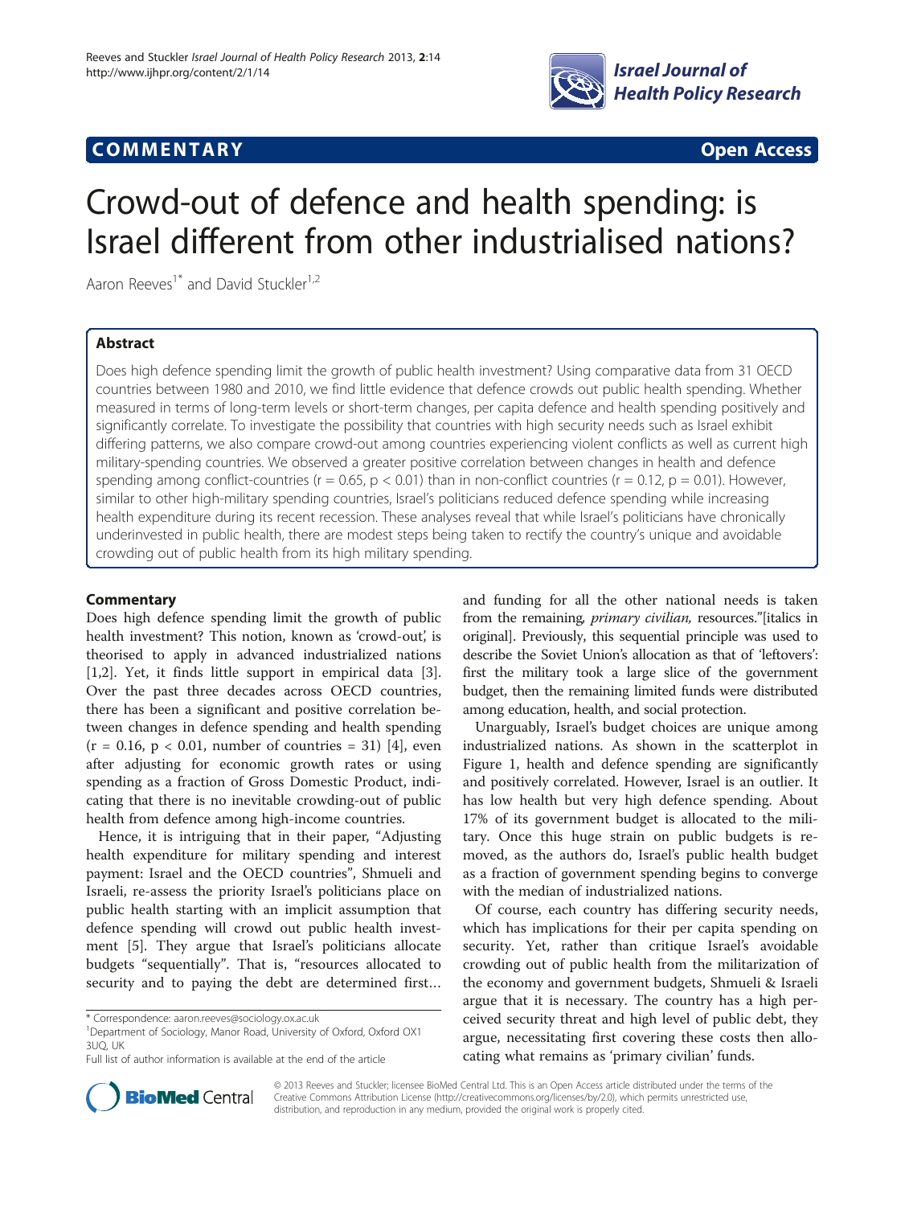**COMMENTARY** **Open Access**

# Crowd-out of defence and health spending: is Israel different from other industrialised nations?

Aaron Reeves[1*] and David Stuckler[1,2]

## Abstract

Does high defence spending limit the growth of public health investment? Using comparative data from 31 OECD countries between 1980 and 2010, we find little evidence that defence crowds out public health spending. Whether measured in terms of long-term levels or short-term changes, per capita defence and health spending positively and significantly correlate. To investigate the possibility that countries with high security needs such as Israel exhibit differing patterns, we also compare crowd-out among countries experiencing violent conflicts as well as current high military-spending countries. We observed a greater positive correlation between changes in health and defence spending among conflict-countries ($r = 0.65$, $p < 0.01$) than in non-conflict countries ($r = 0.12$, $p = 0.01$). However, similar to other high-military spending countries, Israel's politicians reduced defence spending while increasing health expenditure during its recent recession. These analyses reveal that while Israel's politicians have chronically underinvested in public health, there are modest steps being taken to rectify the country's unique and avoidable crowding out of public health from its high military spending.

## Commentary

Does high defence spending limit the growth of public health investment? This notion, known as 'crowd-out', is theorised to apply in advanced industrialized nations [1,2]. Yet, it finds little support in empirical data [3]. Over the past three decades across OECD countries, there has been a significant and positive correlation between changes in defence spending and health spending ($r = 0.16$, $p < 0.01$, number of countries = 31) [4], even after adjusting for economic growth rates or using spending as a fraction of Gross Domestic Product, indicating that there is no inevitable crowding-out of public health from defence among high-income countries.

Hence, it is intriguing that in their paper, "Adjusting health expenditure for military spending and interest payment: Israel and the OECD countries", Shmueli and Israeli, re-assess the priority Israel's politicians place on public health starting with an implicit assumption that defence spending will crowd out public health investment [5]. They argue that Israel's politicians allocate budgets "sequentially". That is, "resources allocated to security and to paying the debt are determined first… and funding for all the other national needs is taken from the remaining, *primary civilian,* resources."[italics in original]. Previously, this sequential principle was used to describe the Soviet Union's allocation as that of 'leftovers': first the military took a large slice of the government budget, then the remaining limited funds were distributed among education, health, and social protection.

Unarguably, Israel's budget choices are unique among industrialized nations. As shown in the scatterplot in Figure 1, health and defence spending are significantly and positively correlated. However, Israel is an outlier. It has low health but very high defence spending. About 17% of its government budget is allocated to the military. Once this huge strain on public budgets is removed, as the authors do, Israel's public health budget as a fraction of government spending begins to converge with the median of industrialized nations.

Of course, each country has differing security needs, which has implications for their per capita spending on security. Yet, rather than critique Israel's avoidable crowding out of public health from the militarization of the economy and government budgets, Shmueli & Israeli argue that it is necessary. The country has a high perceived security threat and high level of public debt, they argue, necessitating first covering these costs then allocating what remains as 'primary civilian' funds.

\* Correspondence: aaron.reeves@sociology.ox.ac.uk
[1]Department of Sociology, Manor Road, University of Oxford, Oxford OX1 3UQ, UK
Full list of author information is available at the end of the article

© 2013 Reeves and Stuckler; licensee BioMed Central Ltd. This is an Open Access article distributed under the terms of the Creative Commons Attribution License (http://creativecommons.org/licenses/by/2.0), which permits unrestricted use, distribution, and reproduction in any medium, provided the original work is properly cited.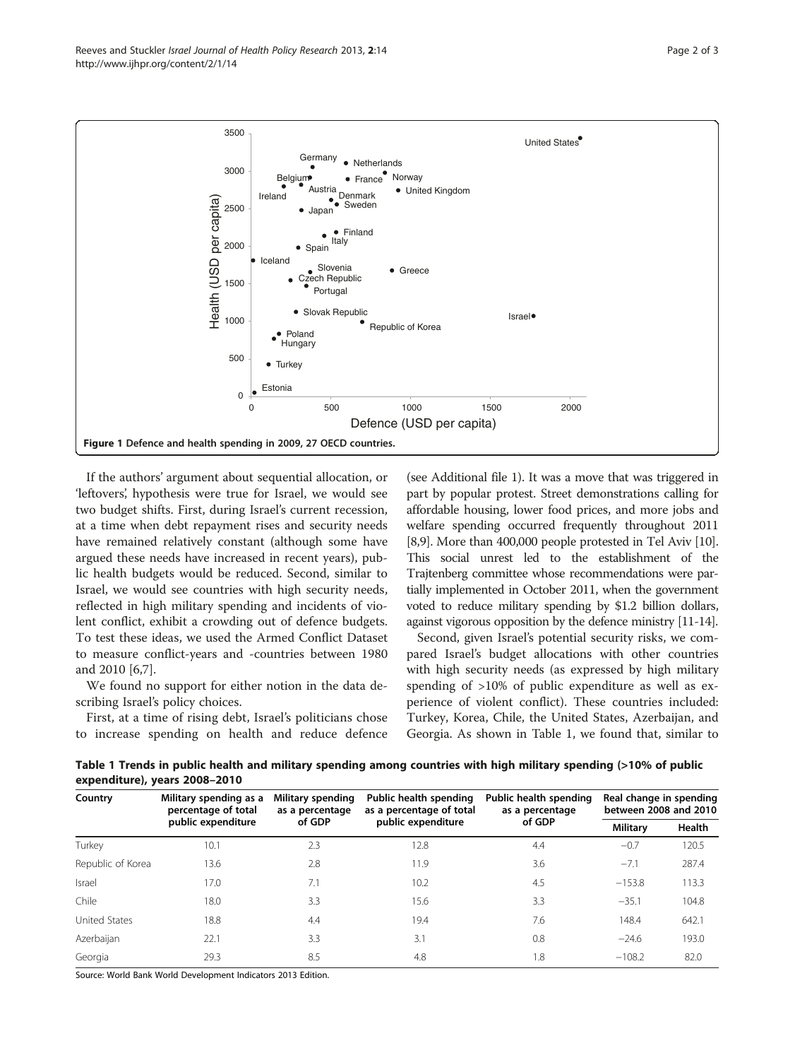Figure 1 Defence and health spending in 2009, 27 OECD countries.

If the authors' argument about sequential allocation, or 'leftovers', hypothesis were true for Israel, we would see two budget shifts. First, during Israel's current recession, at a time when debt repayment rises and security needs have remained relatively constant (although some have argued these needs have increased in recent years), public health budgets would be reduced. Second, similar to Israel, we would see countries with high security needs, reflected in high military spending and incidents of violent conflict, exhibit a crowding out of defence budgets. To test these ideas, we used the Armed Conflict Dataset to measure conflict-years and -countries between 1980 and 2010 [6,7].

We found no support for either notion in the data describing Israel's policy choices.

First, at a time of rising debt, Israel's politicians chose to increase spending on health and reduce defence (see Additional file 1). It was a move that was triggered in part by popular protest. Street demonstrations calling for affordable housing, lower food prices, and more jobs and welfare spending occurred frequently throughout 2011 [8,9]. More than 400,000 people protested in Tel Aviv [10]. This social unrest led to the establishment of the Trajtenberg committee whose recommendations were partially implemented in October 2011, when the government voted to reduce military spending by $1.2 billion dollars, against vigorous opposition by the defence ministry [11-14].

Second, given Israel's potential security risks, we compared Israel's budget allocations with other countries with high security needs (as expressed by high military spending of >10% of public expenditure as well as experience of violent conflict). These countries included: Turkey, Korea, Chile, the United States, Azerbaijan, and Georgia. As shown in Table 1, we found that, similar to

**Table 1 Trends in public health and military spending among countries with high military spending (>10% of public expenditure), years 2008–2010**

| Country | Military spending as a percentage of total public expenditure | Military spending as a percentage of GDP | Public health spending as a percentage of total public expenditure | Public health spending as a percentage of GDP | Real change in spending between 2008 and 2010 | |
|---|---|---|---|---|---|---|
| | | | | | Military | Health |
| Turkey | 10.1 | 2.3 | 12.8 | 4.4 | −0.7 | 120.5 |
| Republic of Korea | 13.6 | 2.8 | 11.9 | 3.6 | −7.1 | 287.4 |
| Israel | 17.0 | 7.1 | 10.2 | 4.5 | −153.8 | 113.3 |
| Chile | 18.0 | 3.3 | 15.6 | 3.3 | −35.1 | 104.8 |
| United States | 18.8 | 4.4 | 19.4 | 7.6 | 148.4 | 642.1 |
| Azerbaijan | 22.1 | 3.3 | 3.1 | 0.8 | −24.6 | 193.0 |
| Georgia | 29.3 | 8.5 | 4.8 | 1.8 | −108.2 | 82.0 |

Source: World Bank World Development Indicators 2013 Edition.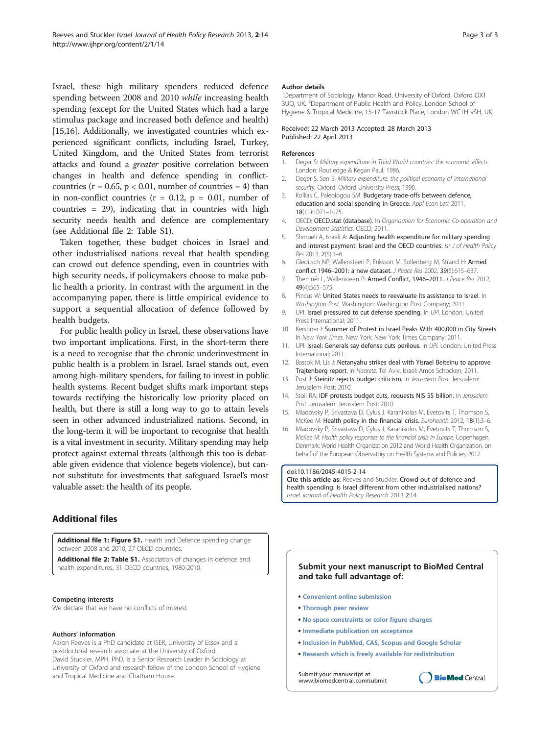Israel, these high military spenders reduced defence spending between 2008 and 2010 *while* increasing health spending (except for the United States which had a large stimulus package and increased both defence and health) [15,16]. Additionally, we investigated countries which experienced significant conflicts, including Israel, Turkey, United Kingdom, and the United States from terrorist attacks and found a *greater* positive correlation between changes in health and defence spending in conflict-countries ($r = 0.65$, $p < 0.01$, number of countries = 4) than in non-conflict countries ($r = 0.12$, $p = 0.01$, number of countries = 29), indicating that in countries with high security needs health and defence are complementary (see Additional file 2: Table S1).

Taken together, these budget choices in Israel and other industrialised nations reveal that health spending can crowd out defence spending, even in countries with high security needs, if policymakers choose to make public health a priority. In contrast with the argument in the accompanying paper, there is little empirical evidence to support a sequential allocation of defence followed by health budgets.

For public health policy in Israel, these observations have two important implications. First, in the short-term there is a need to recognise that the chronic underinvestment in public health is a problem in Israel. Israel stands out, even among high-military spenders, for failing to invest in public health systems. Recent budget shifts mark important steps towards rectifying the historically low priority placed on health, but there is still a long way to go to attain levels seen in other advanced industrialized nations. Second, in the long-term it will be important to recognise that health is a vital investment in security. Military spending may help protect against external threats (although this too is debatable given evidence that violence begets violence), but cannot substitute for investments that safeguard Israel's most valuable asset: the health of its people.

## Additional files

**Additional file 1: Figure S1.** Health and Defence spending change between 2008 and 2010, 27 OECD countries.

**Additional file 2: Table S1.** Association of changes in defence and health expenditures, 31 OECD countries, 1980-2010.

#### Competing interests

We declare that we have no conflicts of interest.

#### Authors' information

Aaron Reeves is a PhD candidate at ISER, University of Essex and a postdoctoral research associate at the University of Oxford.
David Stuckler, MPH, PhD, is a Senior Research Leader in Sociology at University of Oxford and research fellow of the London School of Hygiene and Tropical Medicine and Chatham House.

#### Author details

[1]Department of Sociology, Manor Road, University of Oxford, Oxford OX1 3UQ, UK. [2]Department of Public Health and Policy, London School of Hygiene & Tropical Medicine, 15-17 Tavistock Place, London WC1H 9SH, UK.

Received: 22 March 2013 Accepted: 28 March 2013
Published: 22 April 2013

#### References

1. Deger S: *Military expenditure in Third World countries: the economic effects.* London: Routledge & Kegan Paul; 1986.
2. Deger S, Sen S: *Military expenditure: the political economy of international security.* Oxford: Oxford University Press; 1990.
3. Kollias C, Paleologou SM: **Budgetary trade-offs between defence, education and social spending in Greece.** *Appl Econ Lett* 2011, **18**(11):1071–1075.
4. OECD: **OECD.stat (database).** In *Organisation for Economic Co-operation and Development Statistics.* OECD; 2011.
5. Shmueli A, Israeli A: **Adjusting health expenditure for military spending and interest payment: Israel and the OECD countries.** *Isr J of Health Policy Res* 2013, **2**(5):1–6.
6. Gleditsch NP, Wallensteen P, Eriksson M, Sollenberg M, Strand H: **Armed conflict 1946–2001: a new dataset.** *J Peace Res* 2002, **39**(5):615–637.
7. Themnér L, Wallensteen P: **Armed Conflict, 1946–2011.** *J Peace Res* 2012, **49**(4):565–575.
8. Pincus W: **United States needs to reevaluate its assistance to Israel.** In *Washington Post.* Washington: Washington Post Company; 2011.
9. UPI: **Israel pressured to cut defense spending.** In *UPI.* London: United Press International; 2011.
10. Kershner I: **Summer of Protest in Israel Peaks With 400,000 in City Streets.** In *New York Times.* New York: New York Times Company; 2011.
11. UPI: **Israel: Generals say defense cuts perilous.** In *UPI.* London: United Press International; 2011.
12. Bassok M, Lis J: **Netanyahu strikes deal with Yisrael Beiteinu to approve Trajtenberg report.** In *Haaretz.* Tel Aviv, Israel: Amos Schocken; 2011.
13. Post J: **Steinitz rejects budget criticism.** In *Jerusalem Post.* Jersualem: Jerusalem Post; 2010.
14. Stoil RA: **IDF protests budget cuts, requests NIS 55 billion.** In *Jerusalem Post.* Jerusalem: Jerusalem Post; 2010.
15. Mladovsky P, Srivastava D, Cylus J, Karanikolos M, Evetovits T, Thomson S, McKee M: **Health policy in the financial crisis.** *Eurohealth* 2012, **18**(1):3–6.
16. Mladovsky P, Srivastava D, Cylus J, Karanikolos M, Evetovits T, Thomson S, McKee M: *Health policy responses to the financial crisis in Europe.* Copenhagen, Denmark: World Health Organization 2012 and World Health Organization, on behalf of the European Observatory on Health Systems and Policies; 2012.

doi:10.1186/2045-4015-2-14
**Cite this article as:** Reeves and Stuckler: Crowd-out of defence and health spending: is Israel different from other industrialised nations? *Israel Journal of Health Policy Research* 2013 **2**:14.

**Submit your next manuscript to BioMed Central and take full advantage of:**

- Convenient online submission
- Thorough peer review
- No space constraints or color figure charges
- Immediate publication on acceptance
- Inclusion in PubMed, CAS, Scopus and Google Scholar
- Research which is freely available for redistribution

Submit your manuscript at www.biomedcentral.com/submit